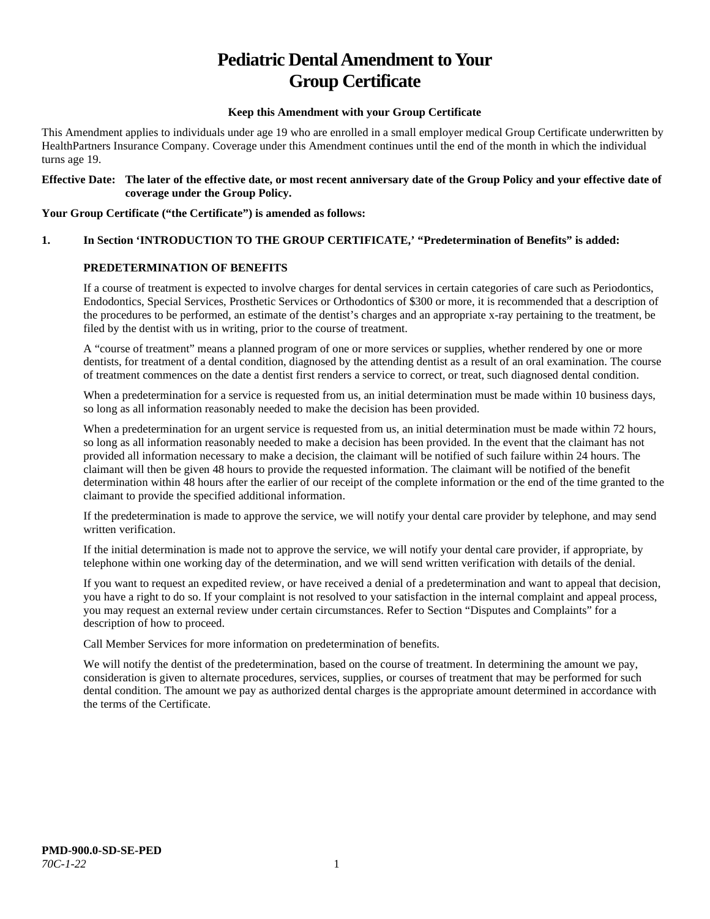# Pediatric Dental Amendment to Your Group Certificate

**Keep this Amendment with your Group Certificate**

This Amendment applies to individuals under age 19 who are enrolled in a small employer medical Group Certificate underwritten by HealthPartners Insurance Company. Coverage under this Amendment continues until the end of the month in which the individual turns age 19.

**Effective Date: The later of the effective date, or most recent anniversary date of the Group Policy and your effective date of coverage under the Group Policy.**

**Your Group Certificate ("the Certificate") is amended as follows:**

**1. In Section 'INTRODUCTION TO THE GROUP CERTIFICATE,' "Predetermination of Benefits" is added:**

**PREDETERMINATION OF BENEFITS**

If a course of treatment is expected to involve charges for dental services in certain categories of care such as Periodontics, Endodontics, Special Services, Prosthetic Services or Orthodontics of $300 or more, it is recommended that a description of the procedures to be performed, an estimate of the dentist's charges and an appropriate x-ray pertaining to the treatment, be filed by the dentist with us in writing, prior to the course of treatment.

A "course of treatment" means a planned program of one or more services or supplies, whether rendered by one or more dentists, for treatment of a dental condition, diagnosed by the attending dentist as a result of an oral examination. The course of treatment commences on the date a dentist first renders a service to correct, or treat, such diagnosed dental condition.

When a predetermination for a service is requested from us, an initial determination must be made within 10 business days, so long as all information reasonably needed to make the decision has been provided.

When a predetermination for an urgent service is requested from us, an initial determination must be made within 72 hours, so long as all information reasonably needed to make a decision has been provided. In the event that the claimant has not provided all information necessary to make a decision, the claimant will be notified of such failure within 24 hours. The claimant will then be given 48 hours to provide the requested information. The claimant will be notified of the benefit determination within 48 hours after the earlier of our receipt of the complete information or the end of the time granted to the claimant to provide the specified additional information.

If the predetermination is made to approve the service, we will notify your dental care provider by telephone, and may send written verification.

If the initial determination is made not to approve the service, we will notify your dental care provider, if appropriate, by telephone within one working day of the determination, and we will send written verification with details of the denial.

If you want to request an expedited review, or have received a denial of a predetermination and want to appeal that decision, you have a right to do so. If your complaint is not resolved to your satisfaction in the internal complaint and appeal process, you may request an external review under certain circumstances. Refer to Section "Disputes and Complaints" for a description of how to proceed.

Call Member Services for more information on predetermination of benefits.

We will notify the dentist of the predetermination, based on the course of treatment. In determining the amount we pay, consideration is given to alternate procedures, services, supplies, or courses of treatment that may be performed for such dental condition. The amount we pay as authorized dental charges is the appropriate amount determined in accordance with the terms of the Certificate.

**PMD-900.0-SD-SE-PED**
*70C-1-22*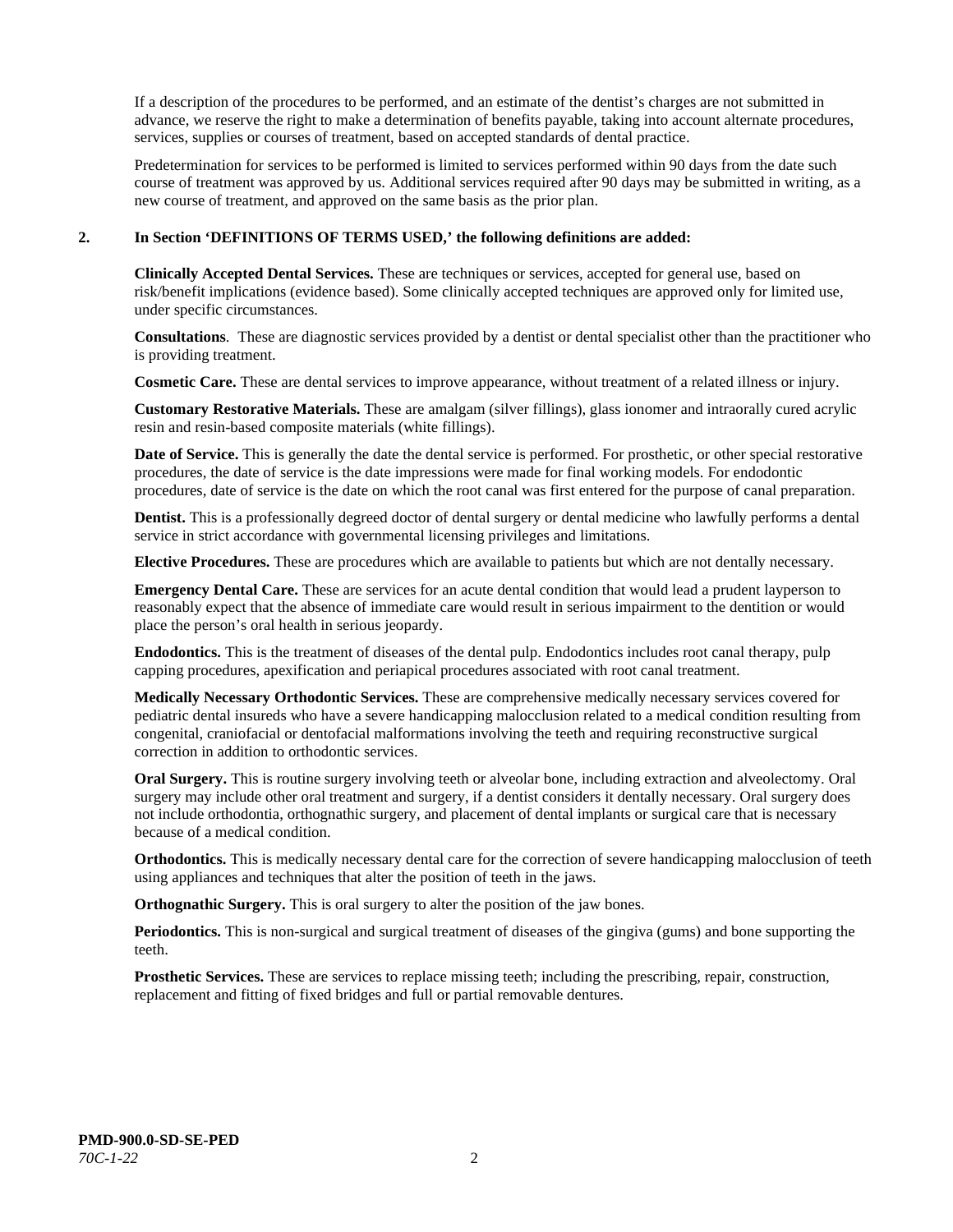If a description of the procedures to be performed, and an estimate of the dentist's charges are not submitted in advance, we reserve the right to make a determination of benefits payable, taking into account alternate procedures, services, supplies or courses of treatment, based on accepted standards of dental practice.

Predetermination for services to be performed is limited to services performed within 90 days from the date such course of treatment was approved by us. Additional services required after 90 days may be submitted in writing, as a new course of treatment, and approved on the same basis as the prior plan.

**2. In Section 'DEFINITIONS OF TERMS USED,' the following definitions are added:**

**Clinically Accepted Dental Services.** These are techniques or services, accepted for general use, based on risk/benefit implications (evidence based). Some clinically accepted techniques are approved only for limited use, under specific circumstances.

**Consultations**. These are diagnostic services provided by a dentist or dental specialist other than the practitioner who is providing treatment.

**Cosmetic Care.** These are dental services to improve appearance, without treatment of a related illness or injury.

**Customary Restorative Materials.** These are amalgam (silver fillings), glass ionomer and intraorally cured acrylic resin and resin-based composite materials (white fillings).

**Date of Service.** This is generally the date the dental service is performed. For prosthetic, or other special restorative procedures, the date of service is the date impressions were made for final working models. For endodontic procedures, date of service is the date on which the root canal was first entered for the purpose of canal preparation.

**Dentist.** This is a professionally degreed doctor of dental surgery or dental medicine who lawfully performs a dental service in strict accordance with governmental licensing privileges and limitations.

**Elective Procedures.** These are procedures which are available to patients but which are not dentally necessary.

**Emergency Dental Care.** These are services for an acute dental condition that would lead a prudent layperson to reasonably expect that the absence of immediate care would result in serious impairment to the dentition or would place the person's oral health in serious jeopardy.

**Endodontics.** This is the treatment of diseases of the dental pulp. Endodontics includes root canal therapy, pulp capping procedures, apexification and periapical procedures associated with root canal treatment.

**Medically Necessary Orthodontic Services.** These are comprehensive medically necessary services covered for pediatric dental insureds who have a severe handicapping malocclusion related to a medical condition resulting from congenital, craniofacial or dentofacial malformations involving the teeth and requiring reconstructive surgical correction in addition to orthodontic services.

**Oral Surgery.** This is routine surgery involving teeth or alveolar bone, including extraction and alveolectomy. Oral surgery may include other oral treatment and surgery, if a dentist considers it dentally necessary. Oral surgery does not include orthodontia, orthognathic surgery, and placement of dental implants or surgical care that is necessary because of a medical condition.

**Orthodontics.** This is medically necessary dental care for the correction of severe handicapping malocclusion of teeth using appliances and techniques that alter the position of teeth in the jaws.

**Orthognathic Surgery.** This is oral surgery to alter the position of the jaw bones.

**Periodontics.** This is non-surgical and surgical treatment of diseases of the gingiva (gums) and bone supporting the teeth.

**Prosthetic Services.** These are services to replace missing teeth; including the prescribing, repair, construction, replacement and fitting of fixed bridges and full or partial removable dentures.

**PMD-900.0-SD-SE-PED**
*70C-1-22*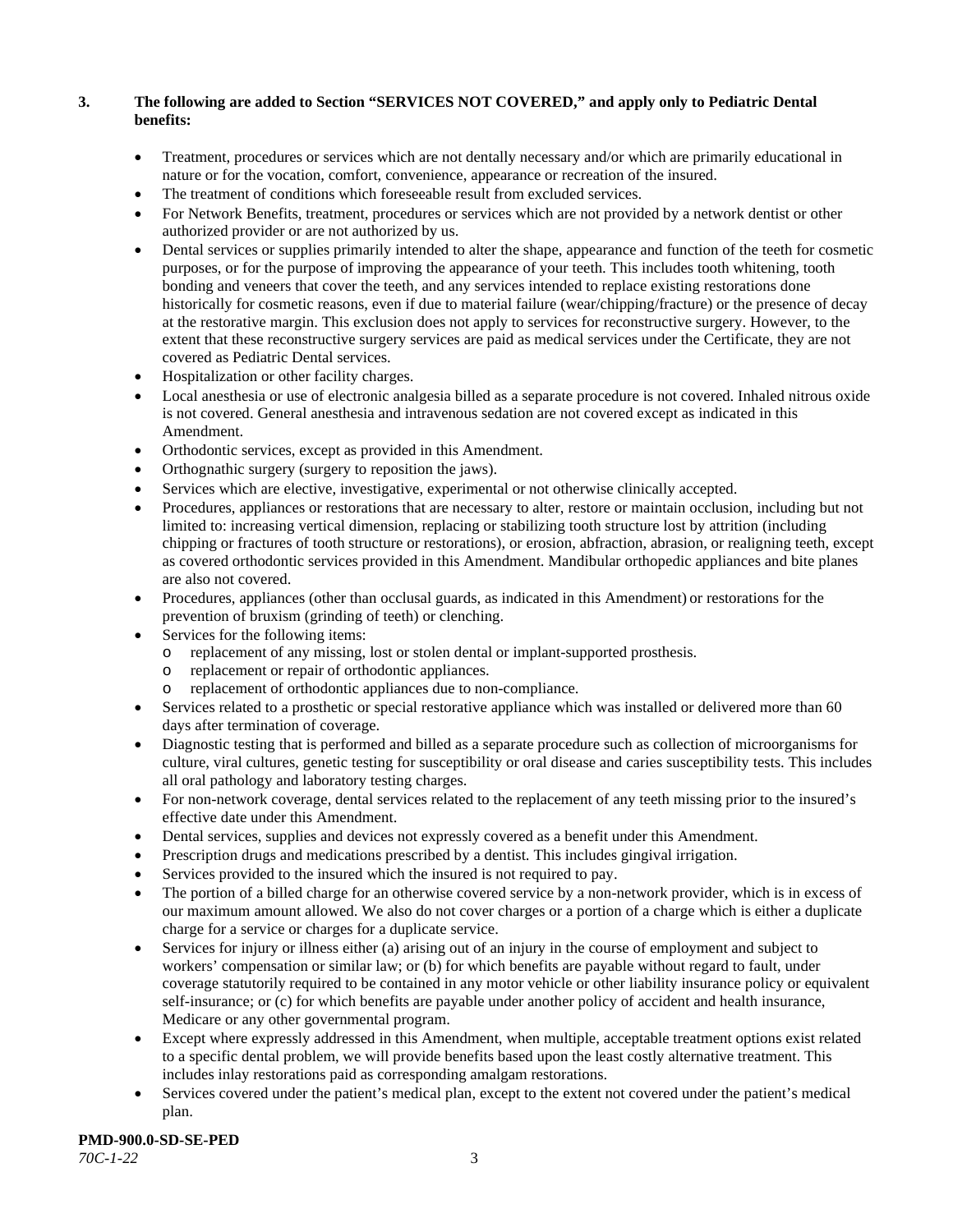**3. The following are added to Section "SERVICES NOT COVERED," and apply only to Pediatric Dental benefits:**

- Treatment, procedures or services which are not dentally necessary and/or which are primarily educational in nature or for the vocation, comfort, convenience, appearance or recreation of the insured.
- The treatment of conditions which foreseeable result from excluded services.
- For Network Benefits, treatment, procedures or services which are not provided by a network dentist or other authorized provider or are not authorized by us.
- Dental services or supplies primarily intended to alter the shape, appearance and function of the teeth for cosmetic purposes, or for the purpose of improving the appearance of your teeth. This includes tooth whitening, tooth bonding and veneers that cover the teeth, and any services intended to replace existing restorations done historically for cosmetic reasons, even if due to material failure (wear/chipping/fracture) or the presence of decay at the restorative margin. This exclusion does not apply to services for reconstructive surgery. However, to the extent that these reconstructive surgery services are paid as medical services under the Certificate, they are not covered as Pediatric Dental services.
- Hospitalization or other facility charges.
- Local anesthesia or use of electronic analgesia billed as a separate procedure is not covered. Inhaled nitrous oxide is not covered. General anesthesia and intravenous sedation are not covered except as indicated in this Amendment.
- Orthodontic services, except as provided in this Amendment.
- Orthognathic surgery (surgery to reposition the jaws).
- Services which are elective, investigative, experimental or not otherwise clinically accepted.
- Procedures, appliances or restorations that are necessary to alter, restore or maintain occlusion, including but not limited to: increasing vertical dimension, replacing or stabilizing tooth structure lost by attrition (including chipping or fractures of tooth structure or restorations), or erosion, abfraction, abrasion, or realigning teeth, except as covered orthodontic services provided in this Amendment. Mandibular orthopedic appliances and bite planes are also not covered.
- Procedures, appliances (other than occlusal guards, as indicated in this Amendment) or restorations for the prevention of bruxism (grinding of teeth) or clenching.
- Services for the following items:
  - replacement of any missing, lost or stolen dental or implant-supported prosthesis.
  - replacement or repair of orthodontic appliances.
  - replacement of orthodontic appliances due to non-compliance.
- Services related to a prosthetic or special restorative appliance which was installed or delivered more than 60 days after termination of coverage.
- Diagnostic testing that is performed and billed as a separate procedure such as collection of microorganisms for culture, viral cultures, genetic testing for susceptibility or oral disease and caries susceptibility tests. This includes all oral pathology and laboratory testing charges.
- For non-network coverage, dental services related to the replacement of any teeth missing prior to the insured's effective date under this Amendment.
- Dental services, supplies and devices not expressly covered as a benefit under this Amendment.
- Prescription drugs and medications prescribed by a dentist. This includes gingival irrigation.
- Services provided to the insured which the insured is not required to pay.
- The portion of a billed charge for an otherwise covered service by a non-network provider, which is in excess of our maximum amount allowed. We also do not cover charges or a portion of a charge which is either a duplicate charge for a service or charges for a duplicate service.
- Services for injury or illness either (a) arising out of an injury in the course of employment and subject to workers' compensation or similar law; or (b) for which benefits are payable without regard to fault, under coverage statutorily required to be contained in any motor vehicle or other liability insurance policy or equivalent self-insurance; or (c) for which benefits are payable under another policy of accident and health insurance, Medicare or any other governmental program.
- Except where expressly addressed in this Amendment, when multiple, acceptable treatment options exist related to a specific dental problem, we will provide benefits based upon the least costly alternative treatment. This includes inlay restorations paid as corresponding amalgam restorations.
- Services covered under the patient's medical plan, except to the extent not covered under the patient's medical plan.

**PMD-900.0-SD-SE-PED**
*70C-1-22*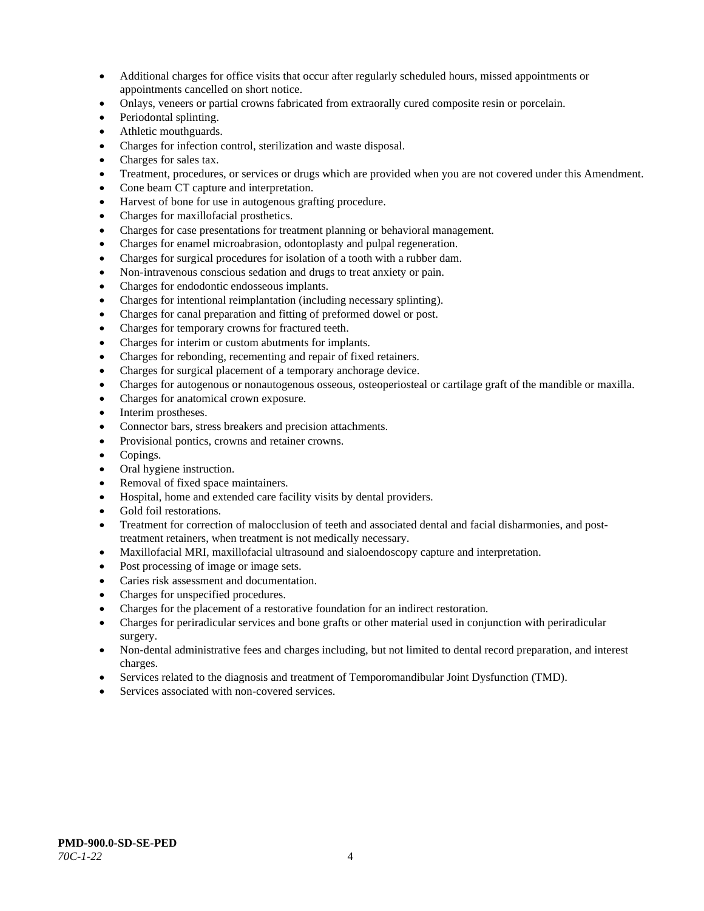- Additional charges for office visits that occur after regularly scheduled hours, missed appointments or appointments cancelled on short notice.
- Onlays, veneers or partial crowns fabricated from extraorally cured composite resin or porcelain.
- Periodontal splinting.
- Athletic mouthguards.
- Charges for infection control, sterilization and waste disposal.
- Charges for sales tax.
- Treatment, procedures, or services or drugs which are provided when you are not covered under this Amendment.
- Cone beam CT capture and interpretation.
- Harvest of bone for use in autogenous grafting procedure.
- Charges for maxillofacial prosthetics.
- Charges for case presentations for treatment planning or behavioral management.
- Charges for enamel microabrasion, odontoplasty and pulpal regeneration.
- Charges for surgical procedures for isolation of a tooth with a rubber dam.
- Non-intravenous conscious sedation and drugs to treat anxiety or pain.
- Charges for endodontic endosseous implants.
- Charges for intentional reimplantation (including necessary splinting).
- Charges for canal preparation and fitting of preformed dowel or post.
- Charges for temporary crowns for fractured teeth.
- Charges for interim or custom abutments for implants.
- Charges for rebonding, recementing and repair of fixed retainers.
- Charges for surgical placement of a temporary anchorage device.
- Charges for autogenous or nonautogenous osseous, osteoperiosteal or cartilage graft of the mandible or maxilla.
- Charges for anatomical crown exposure.
- Interim prostheses.
- Connector bars, stress breakers and precision attachments.
- Provisional pontics, crowns and retainer crowns.
- Copings.
- Oral hygiene instruction.
- Removal of fixed space maintainers.
- Hospital, home and extended care facility visits by dental providers.
- Gold foil restorations.
- Treatment for correction of malocclusion of teeth and associated dental and facial disharmonies, and post-treatment retainers, when treatment is not medically necessary.
- Maxillofacial MRI, maxillofacial ultrasound and sialoendoscopy capture and interpretation.
- Post processing of image or image sets.
- Caries risk assessment and documentation.
- Charges for unspecified procedures.
- Charges for the placement of a restorative foundation for an indirect restoration.
- Charges for periradicular services and bone grafts or other material used in conjunction with periradicular surgery.
- Non-dental administrative fees and charges including, but not limited to dental record preparation, and interest charges.
- Services related to the diagnosis and treatment of Temporomandibular Joint Dysfunction (TMD).
- Services associated with non-covered services.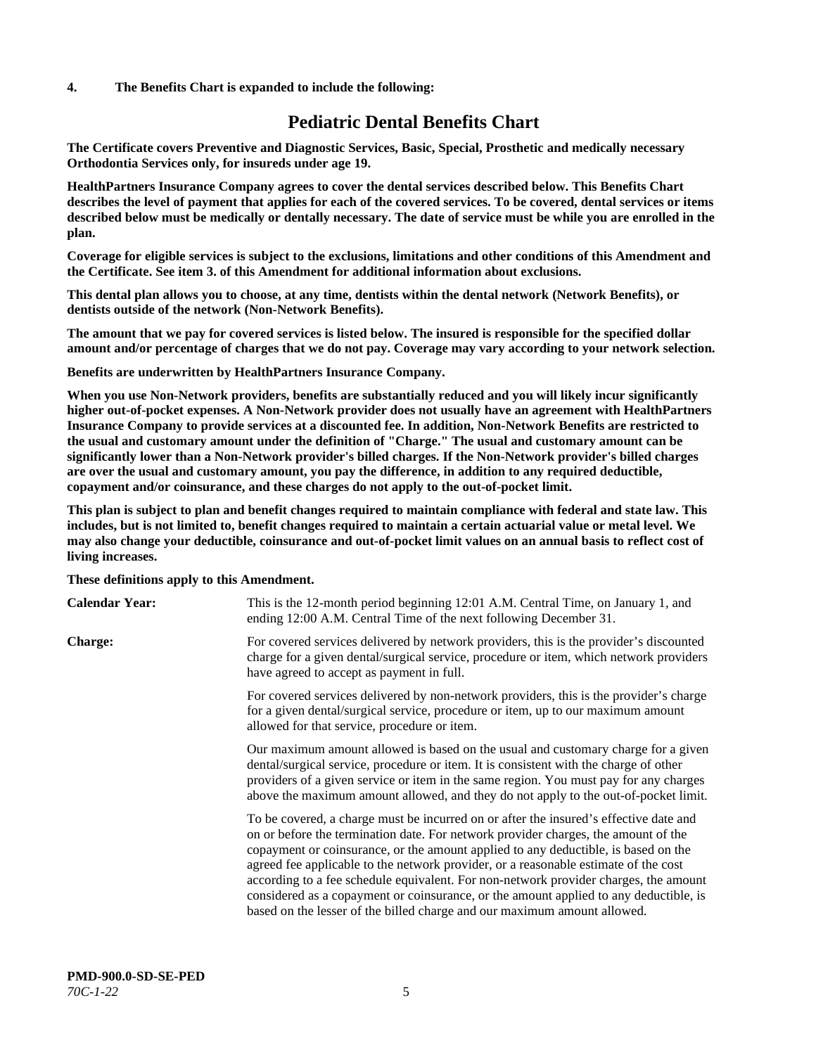**4. The Benefits Chart is expanded to include the following:**

# Pediatric Dental Benefits Chart

**The Certificate covers Preventive and Diagnostic Services, Basic, Special, Prosthetic and medically necessary Orthodontia Services only, for insureds under age 19.**

**HealthPartners Insurance Company agrees to cover the dental services described below. This Benefits Chart describes the level of payment that applies for each of the covered services. To be covered, dental services or items described below must be medically or dentally necessary. The date of service must be while you are enrolled in the plan.**

**Coverage for eligible services is subject to the exclusions, limitations and other conditions of this Amendment and the Certificate. See item 3. of this Amendment for additional information about exclusions.**

**This dental plan allows you to choose, at any time, dentists within the dental network (Network Benefits), or dentists outside of the network (Non-Network Benefits).**

**The amount that we pay for covered services is listed below. The insured is responsible for the specified dollar amount and/or percentage of charges that we do not pay. Coverage may vary according to your network selection.**

**Benefits are underwritten by HealthPartners Insurance Company.**

**When you use Non-Network providers, benefits are substantially reduced and you will likely incur significantly higher out-of-pocket expenses. A Non-Network provider does not usually have an agreement with HealthPartners Insurance Company to provide services at a discounted fee. In addition, Non-Network Benefits are restricted to the usual and customary amount under the definition of "Charge." The usual and customary amount can be significantly lower than a Non-Network provider's billed charges. If the Non-Network provider's billed charges are over the usual and customary amount, you pay the difference, in addition to any required deductible, copayment and/or coinsurance, and these charges do not apply to the out-of-pocket limit.**

**This plan is subject to plan and benefit changes required to maintain compliance with federal and state law. This includes, but is not limited to, benefit changes required to maintain a certain actuarial value or metal level. We may also change your deductible, coinsurance and out-of-pocket limit values on an annual basis to reflect cost of living increases.**

**These definitions apply to this Amendment.**

**Calendar Year:** This is the 12-month period beginning 12:01 A.M. Central Time, on January 1, and ending 12:00 A.M. Central Time of the next following December 31.

**Charge:** For covered services delivered by network providers, this is the provider's discounted charge for a given dental/surgical service, procedure or item, which network providers have agreed to accept as payment in full.

For covered services delivered by non-network providers, this is the provider's charge for a given dental/surgical service, procedure or item, up to our maximum amount allowed for that service, procedure or item.

Our maximum amount allowed is based on the usual and customary charge for a given dental/surgical service, procedure or item. It is consistent with the charge of other providers of a given service or item in the same region. You must pay for any charges above the maximum amount allowed, and they do not apply to the out-of-pocket limit.

To be covered, a charge must be incurred on or after the insured's effective date and on or before the termination date. For network provider charges, the amount of the copayment or coinsurance, or the amount applied to any deductible, is based on the agreed fee applicable to the network provider, or a reasonable estimate of the cost according to a fee schedule equivalent. For non-network provider charges, the amount considered as a copayment or coinsurance, or the amount applied to any deductible, is based on the lesser of the billed charge and our maximum amount allowed.

**PMD-900.0-SD-SE-PED**
*70C-1-22*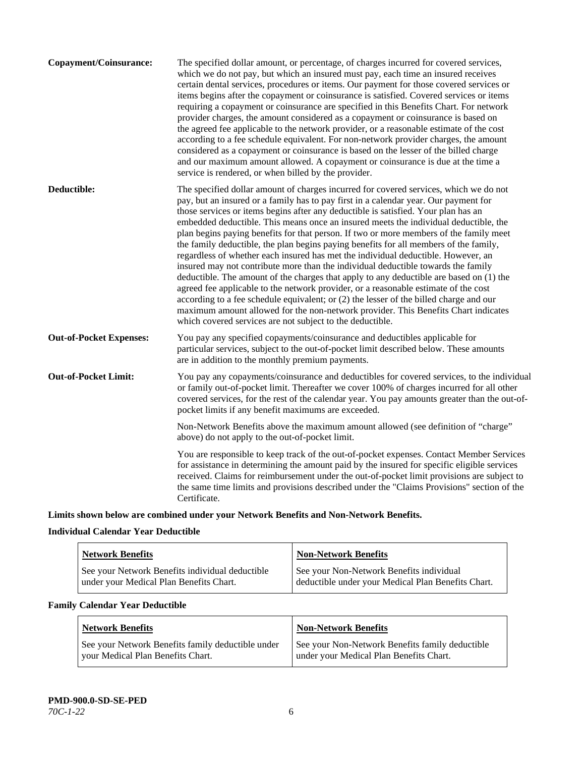**Copayment/Coinsurance:** The specified dollar amount, or percentage, of charges incurred for covered services, which we do not pay, but which an insured must pay, each time an insured receives certain dental services, procedures or items. Our payment for those covered services or items begins after the copayment or coinsurance is satisfied. Covered services or items requiring a copayment or coinsurance are specified in this Benefits Chart. For network provider charges, the amount considered as a copayment or coinsurance is based on the agreed fee applicable to the network provider, or a reasonable estimate of the cost according to a fee schedule equivalent. For non-network provider charges, the amount considered as a copayment or coinsurance is based on the lesser of the billed charge and our maximum amount allowed. A copayment or coinsurance is due at the time a service is rendered, or when billed by the provider.

**Deductible:** The specified dollar amount of charges incurred for covered services, which we do not pay, but an insured or a family has to pay first in a calendar year. Our payment for those services or items begins after any deductible is satisfied. Your plan has an embedded deductible. This means once an insured meets the individual deductible, the plan begins paying benefits for that person. If two or more members of the family meet the family deductible, the plan begins paying benefits for all members of the family, regardless of whether each insured has met the individual deductible. However, an insured may not contribute more than the individual deductible towards the family deductible. The amount of the charges that apply to any deductible are based on (1) the agreed fee applicable to the network provider, or a reasonable estimate of the cost according to a fee schedule equivalent; or (2) the lesser of the billed charge and our maximum amount allowed for the non-network provider. This Benefits Chart indicates which covered services are not subject to the deductible.

**Out-of-Pocket Expenses:** You pay any specified copayments/coinsurance and deductibles applicable for particular services, subject to the out-of-pocket limit described below. These amounts are in addition to the monthly premium payments.

**Out-of-Pocket Limit:** You pay any copayments/coinsurance and deductibles for covered services, to the individual or family out-of-pocket limit. Thereafter we cover 100% of charges incurred for all other covered services, for the rest of the calendar year. You pay amounts greater than the out-of-pocket limits if any benefit maximums are exceeded.

Non-Network Benefits above the maximum amount allowed (see definition of "charge" above) do not apply to the out-of-pocket limit.

You are responsible to keep track of the out-of-pocket expenses. Contact Member Services for assistance in determining the amount paid by the insured for specific eligible services received. Claims for reimbursement under the out-of-pocket limit provisions are subject to the same time limits and provisions described under the "Claims Provisions" section of the Certificate.

**Limits shown below are combined under your Network Benefits and Non-Network Benefits.**

**Individual Calendar Year Deductible**

| Network Benefits | Non-Network Benefits |
|---|---|
| See your Network Benefits individual deductible under your Medical Plan Benefits Chart. | See your Non-Network Benefits individual deductible under your Medical Plan Benefits Chart. |

**Family Calendar Year Deductible**

| Network Benefits | Non-Network Benefits |
|---|---|
| See your Network Benefits family deductible under your Medical Plan Benefits Chart. | See your Non-Network Benefits family deductible under your Medical Plan Benefits Chart. |

**PMD-900.0-SD-SE-PED**
*70C-1-22*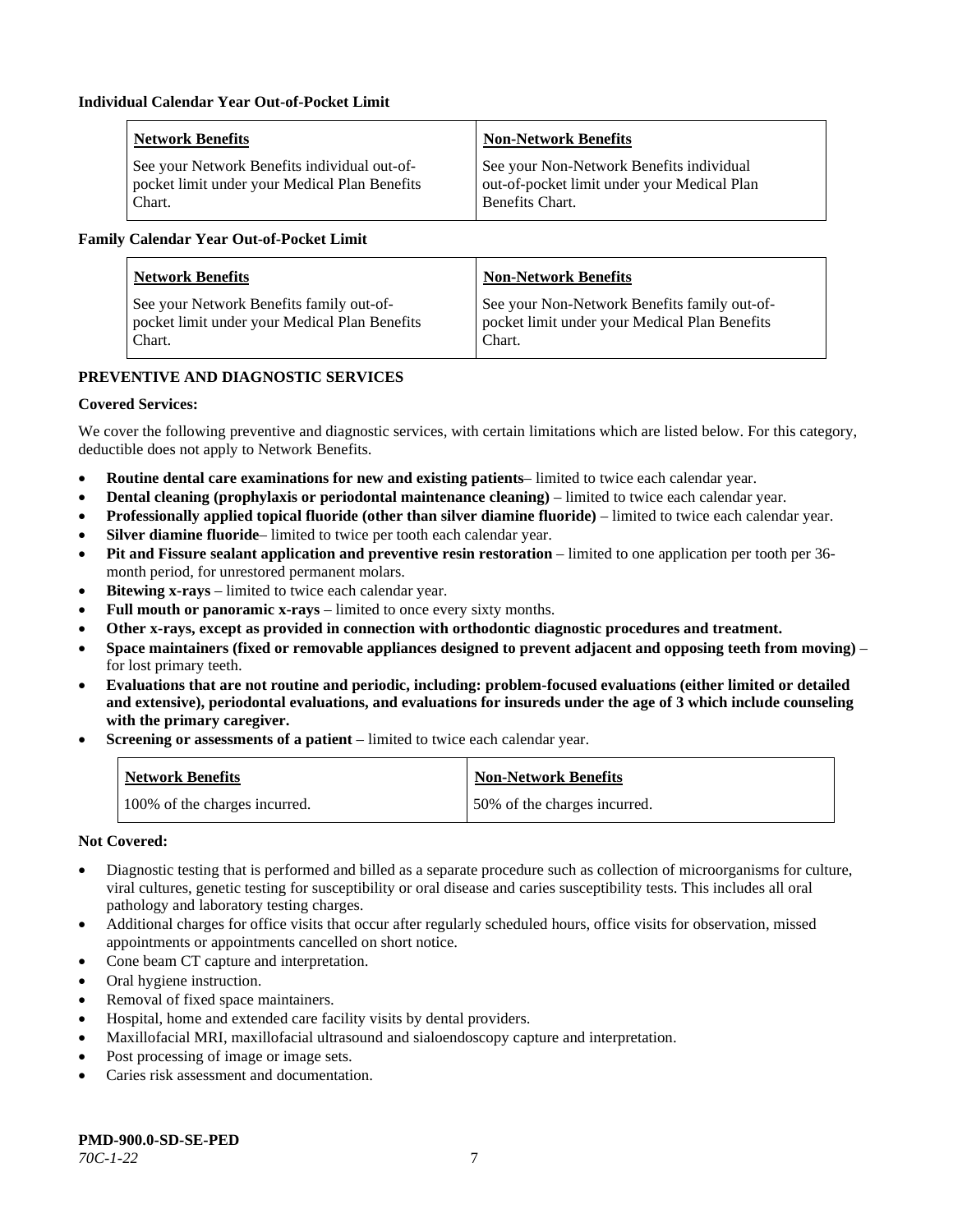**Individual Calendar Year Out-of-Pocket Limit**

| Network Benefits | Non-Network Benefits |
| --- | --- |
| See your Network Benefits individual out-of-pocket limit under your Medical Plan Benefits Chart. | See your Non-Network Benefits individual out-of-pocket limit under your Medical Plan Benefits Chart. |

**Family Calendar Year Out-of-Pocket Limit**

| Network Benefits | Non-Network Benefits |
| --- | --- |
| See your Network Benefits family out-of-pocket limit under your Medical Plan Benefits Chart. | See your Non-Network Benefits family out-of-pocket limit under your Medical Plan Benefits Chart. |

**PREVENTIVE AND DIAGNOSTIC SERVICES**

**Covered Services:**

We cover the following preventive and diagnostic services, with certain limitations which are listed below. For this category, deductible does not apply to Network Benefits.

- **Routine dental care examinations for new and existing patients**– limited to twice each calendar year.
- **Dental cleaning (prophylaxis or periodontal maintenance cleaning)** – limited to twice each calendar year.
- **Professionally applied topical fluoride (other than silver diamine fluoride)** – limited to twice each calendar year.
- **Silver diamine fluoride**– limited to twice per tooth each calendar year.
- **Pit and Fissure sealant application and preventive resin restoration** – limited to one application per tooth per 36-month period, for unrestored permanent molars.
- **Bitewing x-rays** – limited to twice each calendar year.
- **Full mouth or panoramic x-rays** – limited to once every sixty months.
- **Other x-rays, except as provided in connection with orthodontic diagnostic procedures and treatment.**
- **Space maintainers (fixed or removable appliances designed to prevent adjacent and opposing teeth from moving)** – for lost primary teeth.
- **Evaluations that are not routine and periodic, including: problem-focused evaluations (either limited or detailed and extensive), periodontal evaluations, and evaluations for insureds under the age of 3 which include counseling with the primary caregiver.**
- **Screening or assessments of a patient** – limited to twice each calendar year.

| Network Benefits | Non-Network Benefits |
| --- | --- |
| 100% of the charges incurred. | 50% of the charges incurred. |

**Not Covered:**

- Diagnostic testing that is performed and billed as a separate procedure such as collection of microorganisms for culture, viral cultures, genetic testing for susceptibility or oral disease and caries susceptibility tests. This includes all oral pathology and laboratory testing charges.
- Additional charges for office visits that occur after regularly scheduled hours, office visits for observation, missed appointments or appointments cancelled on short notice.
- Cone beam CT capture and interpretation.
- Oral hygiene instruction.
- Removal of fixed space maintainers.
- Hospital, home and extended care facility visits by dental providers.
- Maxillofacial MRI, maxillofacial ultrasound and sialoendoscopy capture and interpretation.
- Post processing of image or image sets.
- Caries risk assessment and documentation.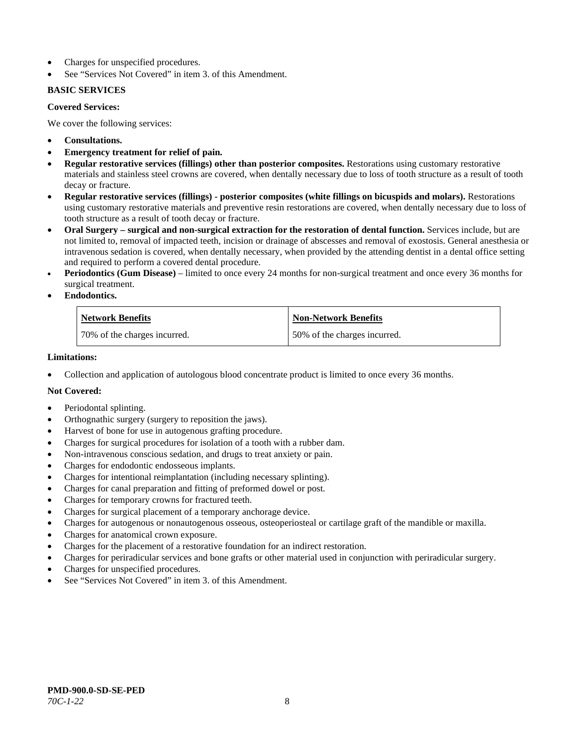- Charges for unspecified procedures.
- See "Services Not Covered" in item 3. of this Amendment.

**BASIC SERVICES**

**Covered Services:**

We cover the following services:

- **Consultations.**
- **Emergency treatment for relief of pain.**
- **Regular restorative services (fillings) other than posterior composites.** Restorations using customary restorative materials and stainless steel crowns are covered, when dentally necessary due to loss of tooth structure as a result of tooth decay or fracture.
- **Regular restorative services (fillings) - posterior composites (white fillings on bicuspids and molars).** Restorations using customary restorative materials and preventive resin restorations are covered, when dentally necessary due to loss of tooth structure as a result of tooth decay or fracture.
- **Oral Surgery – surgical and non-surgical extraction for the restoration of dental function.** Services include, but are not limited to, removal of impacted teeth, incision or drainage of abscesses and removal of exostosis. General anesthesia or intravenous sedation is covered, when dentally necessary, when provided by the attending dentist in a dental office setting and required to perform a covered dental procedure.
- **Periodontics (Gum Disease)** – limited to once every 24 months for non-surgical treatment and once every 36 months for surgical treatment.
- **Endodontics.**

| Network Benefits | Non-Network Benefits |
|---|---|
| 70% of the charges incurred. | 50% of the charges incurred. |

**Limitations:**

- Collection and application of autologous blood concentrate product is limited to once every 36 months.

**Not Covered:**

- Periodontal splinting.
- Orthognathic surgery (surgery to reposition the jaws).
- Harvest of bone for use in autogenous grafting procedure.
- Charges for surgical procedures for isolation of a tooth with a rubber dam.
- Non-intravenous conscious sedation, and drugs to treat anxiety or pain.
- Charges for endodontic endosseous implants.
- Charges for intentional reimplantation (including necessary splinting).
- Charges for canal preparation and fitting of preformed dowel or post.
- Charges for temporary crowns for fractured teeth.
- Charges for surgical placement of a temporary anchorage device.
- Charges for autogenous or nonautogenous osseous, osteoperiosteal or cartilage graft of the mandible or maxilla.
- Charges for anatomical crown exposure.
- Charges for the placement of a restorative foundation for an indirect restoration.
- Charges for periradicular services and bone grafts or other material used in conjunction with periradicular surgery.
- Charges for unspecified procedures.
- See "Services Not Covered" in item 3. of this Amendment.

**PMD-900.0-SD-SE-PED**
*70C-1-22*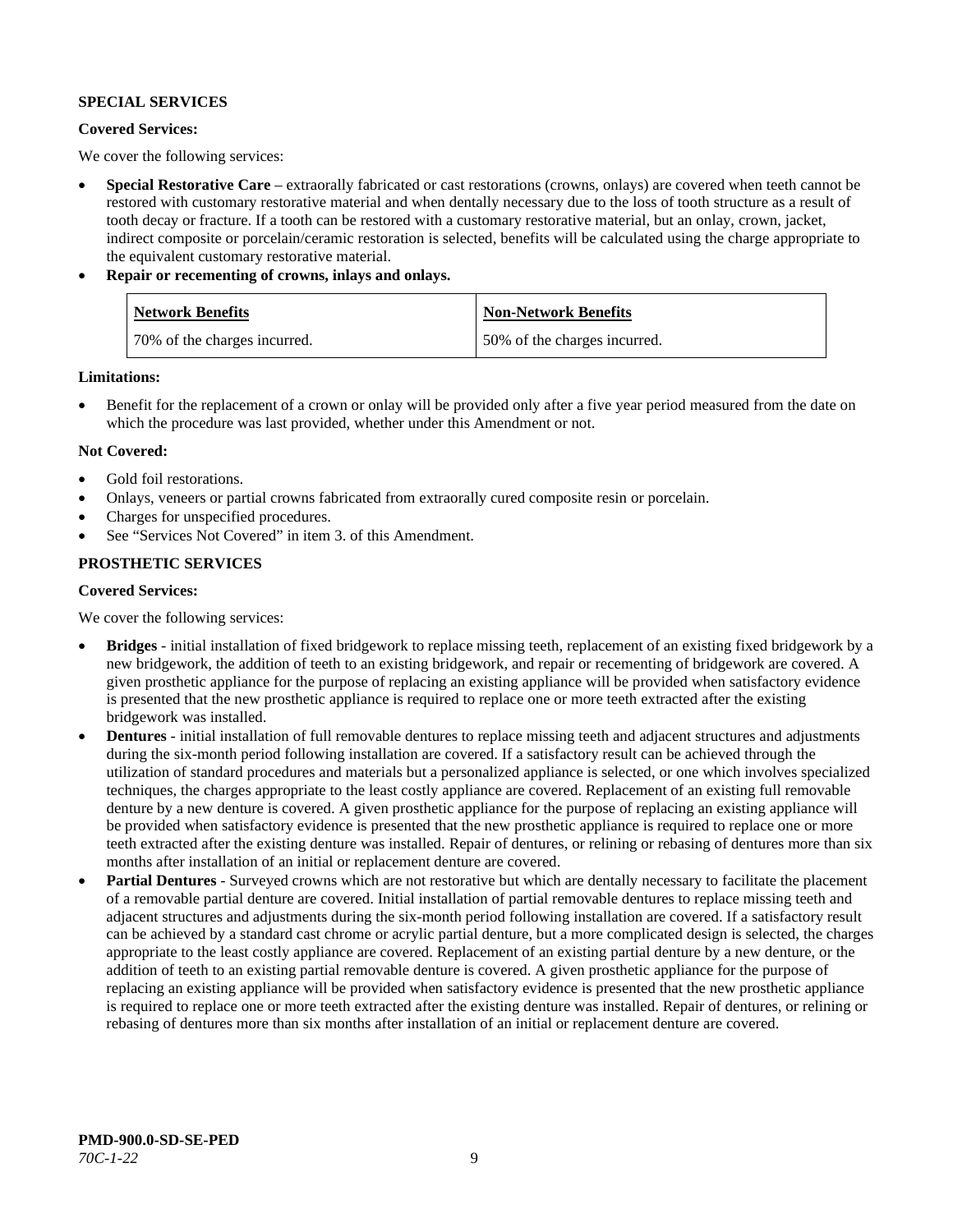**SPECIAL SERVICES**

**Covered Services:**

We cover the following services:

- **Special Restorative Care** – extraorally fabricated or cast restorations (crowns, onlays) are covered when teeth cannot be restored with customary restorative material and when dentally necessary due to the loss of tooth structure as a result of tooth decay or fracture. If a tooth can be restored with a customary restorative material, but an onlay, crown, jacket, indirect composite or porcelain/ceramic restoration is selected, benefits will be calculated using the charge appropriate to the equivalent customary restorative material.
- **Repair or recementing of crowns, inlays and onlays.**

| Network Benefits | Non-Network Benefits |
| --- | --- |
| 70% of the charges incurred. | 50% of the charges incurred. |

**Limitations:**

- Benefit for the replacement of a crown or onlay will be provided only after a five year period measured from the date on which the procedure was last provided, whether under this Amendment or not.

**Not Covered:**

- Gold foil restorations.
- Onlays, veneers or partial crowns fabricated from extraorally cured composite resin or porcelain.
- Charges for unspecified procedures.
- See "Services Not Covered" in item 3. of this Amendment.

**PROSTHETIC SERVICES**

**Covered Services:**

We cover the following services:

- **Bridges** - initial installation of fixed bridgework to replace missing teeth, replacement of an existing fixed bridgework by a new bridgework, the addition of teeth to an existing bridgework, and repair or recementing of bridgework are covered. A given prosthetic appliance for the purpose of replacing an existing appliance will be provided when satisfactory evidence is presented that the new prosthetic appliance is required to replace one or more teeth extracted after the existing bridgework was installed.
- **Dentures** - initial installation of full removable dentures to replace missing teeth and adjacent structures and adjustments during the six-month period following installation are covered. If a satisfactory result can be achieved through the utilization of standard procedures and materials but a personalized appliance is selected, or one which involves specialized techniques, the charges appropriate to the least costly appliance are covered. Replacement of an existing full removable denture by a new denture is covered. A given prosthetic appliance for the purpose of replacing an existing appliance will be provided when satisfactory evidence is presented that the new prosthetic appliance is required to replace one or more teeth extracted after the existing denture was installed. Repair of dentures, or relining or rebasing of dentures more than six months after installation of an initial or replacement denture are covered.
- **Partial Dentures** - Surveyed crowns which are not restorative but which are dentally necessary to facilitate the placement of a removable partial denture are covered. Initial installation of partial removable dentures to replace missing teeth and adjacent structures and adjustments during the six-month period following installation are covered. If a satisfactory result can be achieved by a standard cast chrome or acrylic partial denture, but a more complicated design is selected, the charges appropriate to the least costly appliance are covered. Replacement of an existing partial denture by a new denture, or the addition of teeth to an existing partial removable denture is covered. A given prosthetic appliance for the purpose of replacing an existing appliance will be provided when satisfactory evidence is presented that the new prosthetic appliance is required to replace one or more teeth extracted after the existing denture was installed. Repair of dentures, or relining or rebasing of dentures more than six months after installation of an initial or replacement denture are covered.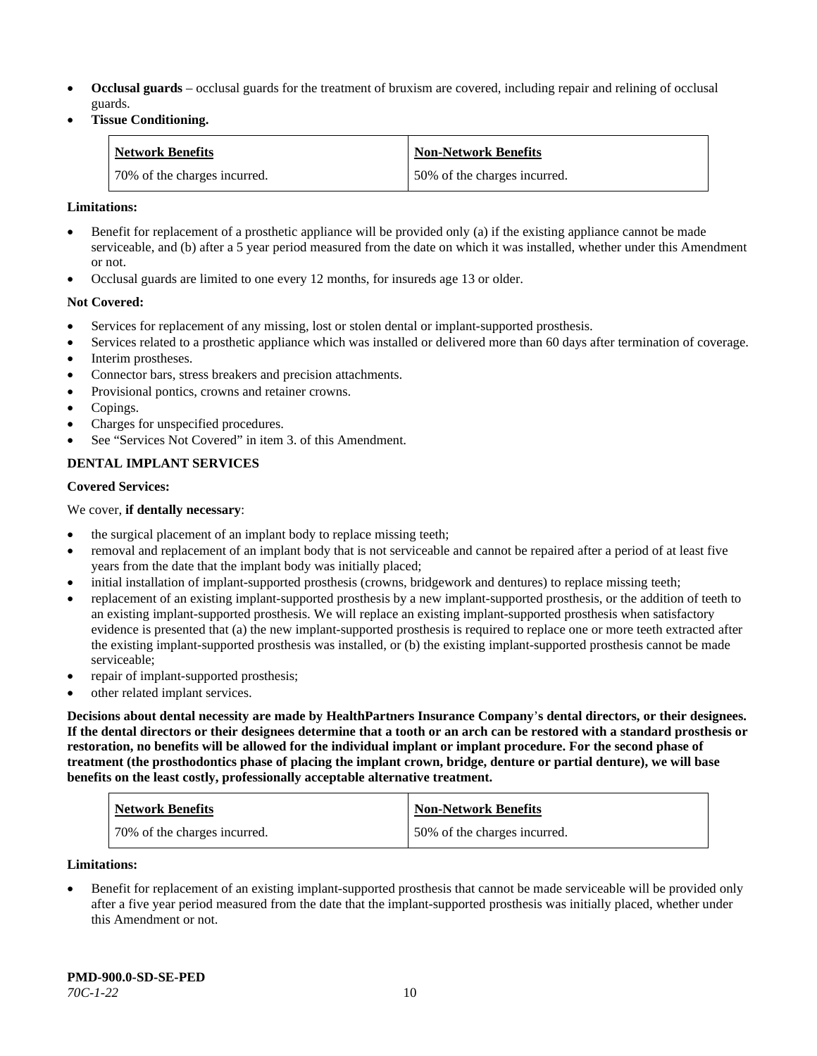- **Occlusal guards** – occlusal guards for the treatment of bruxism are covered, including repair and relining of occlusal guards.
- **Tissue Conditioning.**

| Network Benefits | Non-Network Benefits |
|---|---|
| 70% of the charges incurred. | 50% of the charges incurred. |

**Limitations:**

- Benefit for replacement of a prosthetic appliance will be provided only (a) if the existing appliance cannot be made serviceable, and (b) after a 5 year period measured from the date on which it was installed, whether under this Amendment or not.
- Occlusal guards are limited to one every 12 months, for insureds age 13 or older.

**Not Covered:**

- Services for replacement of any missing, lost or stolen dental or implant-supported prosthesis.
- Services related to a prosthetic appliance which was installed or delivered more than 60 days after termination of coverage.
- Interim prostheses.
- Connector bars, stress breakers and precision attachments.
- Provisional pontics, crowns and retainer crowns.
- Copings.
- Charges for unspecified procedures.
- See "Services Not Covered" in item 3. of this Amendment.

**DENTAL IMPLANT SERVICES**

**Covered Services:**

We cover, **if dentally necessary**:

- the surgical placement of an implant body to replace missing teeth;
- removal and replacement of an implant body that is not serviceable and cannot be repaired after a period of at least five years from the date that the implant body was initially placed;
- initial installation of implant-supported prosthesis (crowns, bridgework and dentures) to replace missing teeth;
- replacement of an existing implant-supported prosthesis by a new implant-supported prosthesis, or the addition of teeth to an existing implant-supported prosthesis. We will replace an existing implant-supported prosthesis when satisfactory evidence is presented that (a) the new implant-supported prosthesis is required to replace one or more teeth extracted after the existing implant-supported prosthesis was installed, or (b) the existing implant-supported prosthesis cannot be made serviceable;
- repair of implant-supported prosthesis;
- other related implant services.

**Decisions about dental necessity are made by HealthPartners Insurance Company's dental directors, or their designees. If the dental directors or their designees determine that a tooth or an arch can be restored with a standard prosthesis or restoration, no benefits will be allowed for the individual implant or implant procedure. For the second phase of treatment (the prosthodontics phase of placing the implant crown, bridge, denture or partial denture), we will base benefits on the least costly, professionally acceptable alternative treatment.**

| Network Benefits | Non-Network Benefits |
|---|---|
| 70% of the charges incurred. | 50% of the charges incurred. |

**Limitations:**

- Benefit for replacement of an existing implant-supported prosthesis that cannot be made serviceable will be provided only after a five year period measured from the date that the implant-supported prosthesis was initially placed, whether under this Amendment or not.

**PMD-900.0-SD-SE-PED**
*70C-1-22*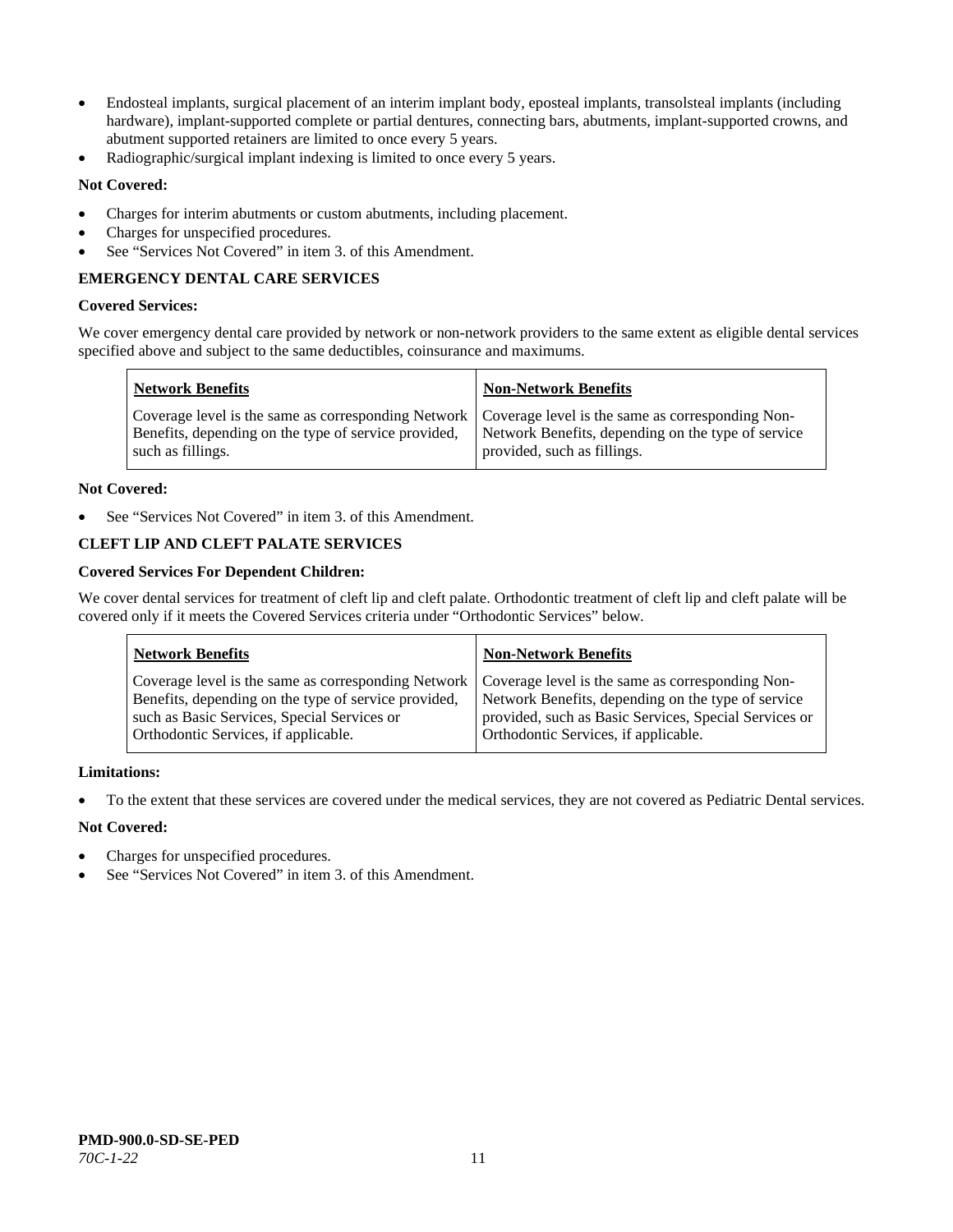- Endosteal implants, surgical placement of an interim implant body, eposteal implants, transolsteal implants (including hardware), implant-supported complete or partial dentures, connecting bars, abutments, implant-supported crowns, and abutment supported retainers are limited to once every 5 years.
- Radiographic/surgical implant indexing is limited to once every 5 years.

**Not Covered:**

- Charges for interim abutments or custom abutments, including placement.
- Charges for unspecified procedures.
- See "Services Not Covered" in item 3. of this Amendment.

**EMERGENCY DENTAL CARE SERVICES**

**Covered Services:**

We cover emergency dental care provided by network or non-network providers to the same extent as eligible dental services specified above and subject to the same deductibles, coinsurance and maximums.

| Network Benefits | Non-Network Benefits |
|---|---|
| Coverage level is the same as corresponding Network Benefits, depending on the type of service provided, such as fillings. | Coverage level is the same as corresponding Non-Network Benefits, depending on the type of service provided, such as fillings. |

**Not Covered:**

- See "Services Not Covered" in item 3. of this Amendment.

**CLEFT LIP AND CLEFT PALATE SERVICES**

**Covered Services For Dependent Children:**

We cover dental services for treatment of cleft lip and cleft palate. Orthodontic treatment of cleft lip and cleft palate will be covered only if it meets the Covered Services criteria under "Orthodontic Services" below.

| Network Benefits | Non-Network Benefits |
|---|---|
| Coverage level is the same as corresponding Network Benefits, depending on the type of service provided, such as Basic Services, Special Services or Orthodontic Services, if applicable. | Coverage level is the same as corresponding Non-Network Benefits, depending on the type of service provided, such as Basic Services, Special Services or Orthodontic Services, if applicable. |

**Limitations:**

- To the extent that these services are covered under the medical services, they are not covered as Pediatric Dental services.

**Not Covered:**

- Charges for unspecified procedures.
- See "Services Not Covered" in item 3. of this Amendment.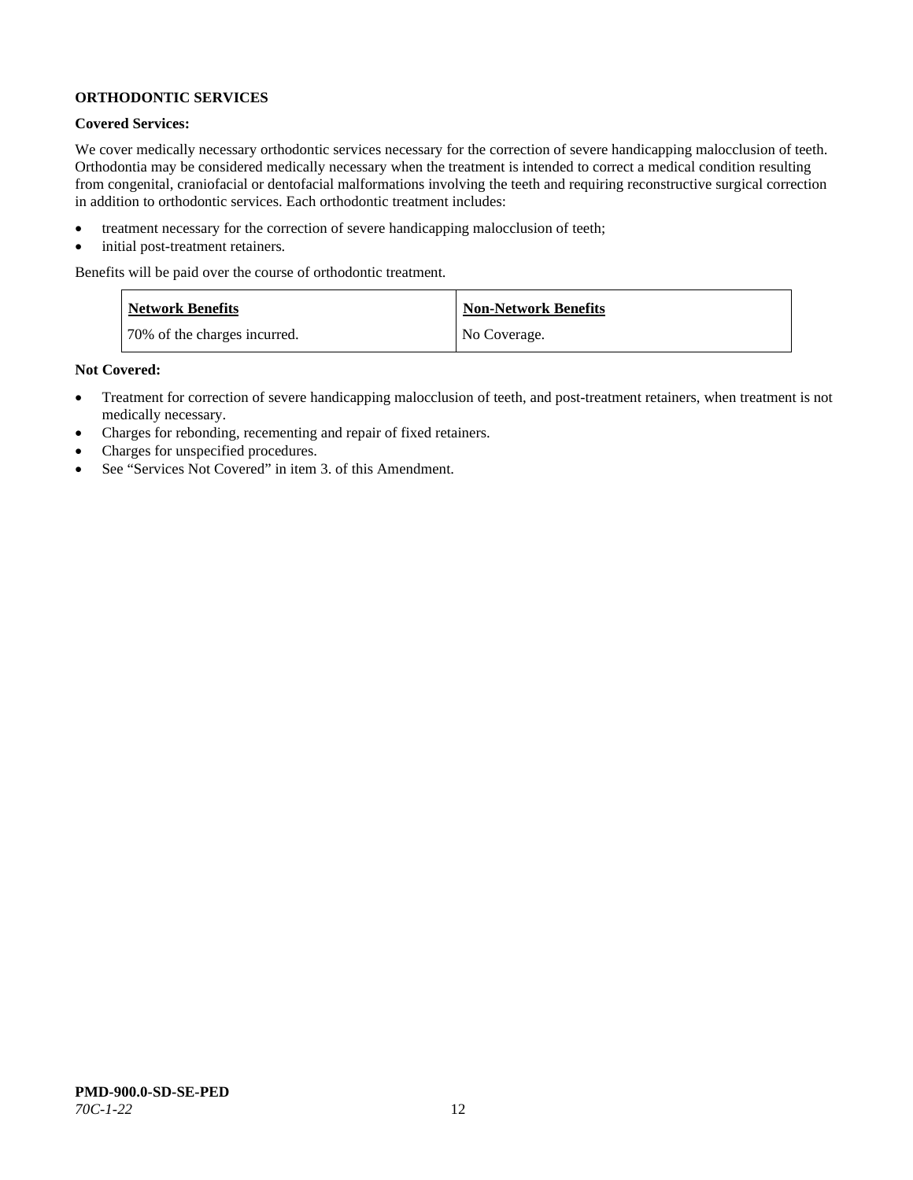**ORTHODONTIC SERVICES**

**Covered Services:**

We cover medically necessary orthodontic services necessary for the correction of severe handicapping malocclusion of teeth. Orthodontia may be considered medically necessary when the treatment is intended to correct a medical condition resulting from congenital, craniofacial or dentofacial malformations involving the teeth and requiring reconstructive surgical correction in addition to orthodontic services. Each orthodontic treatment includes:

- treatment necessary for the correction of severe handicapping malocclusion of teeth;
- initial post-treatment retainers.

Benefits will be paid over the course of orthodontic treatment.

| Network Benefits | Non-Network Benefits |
|---|---|
| 70% of the charges incurred. | No Coverage. |

**Not Covered:**

- Treatment for correction of severe handicapping malocclusion of teeth, and post-treatment retainers, when treatment is not medically necessary.
- Charges for rebonding, recementing and repair of fixed retainers.
- Charges for unspecified procedures.
- See “Services Not Covered” in item 3. of this Amendment.

**PMD-900.0-SD-SE-PED**
*70C-1-22*